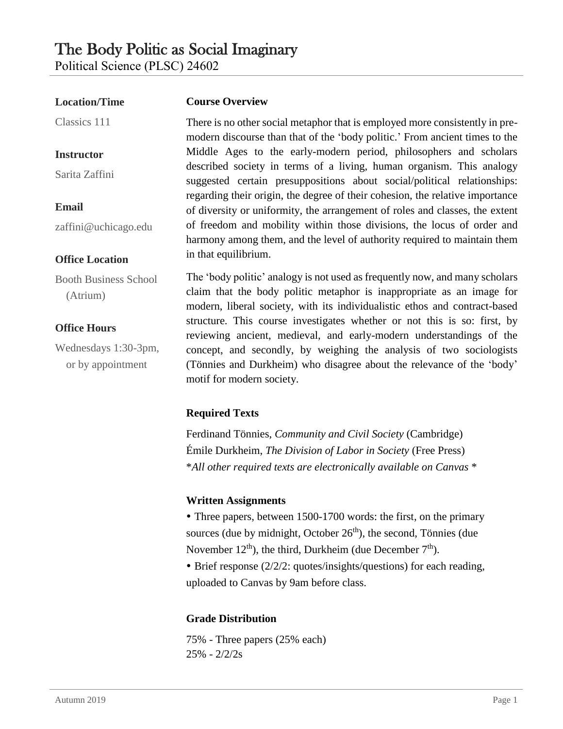# The Body Politic as Social Imaginary

Political Science (PLSC) 24602

**Location/Time**

Classics 111

**Instructor**

Sarita Zaffini

**Email**

zaffini@uchicago.edu

**Office Location**

Booth Business School (Atrium)

**Office Hours**

Wednesdays 1:30-3pm, or by appointment

**Course Overview**

There is no other social metaphor that is employed more consistently in pre-modern discourse than that of the 'body politic.' From ancient times to the Middle Ages to the early-modern period, philosophers and scholars described society in terms of a living, human organism. This analogy suggested certain presuppositions about social/political relationships: regarding their origin, the degree of their cohesion, the relative importance of diversity or uniformity, the arrangement of roles and classes, the extent of freedom and mobility within those divisions, the locus of order and harmony among them, and the level of authority required to maintain them in that equilibrium.

The 'body politic' analogy is not used as frequently now, and many scholars claim that the body politic metaphor is inappropriate as an image for modern, liberal society, with its individualistic ethos and contract-based structure. This course investigates whether or not this is so: first, by reviewing ancient, medieval, and early-modern understandings of the concept, and secondly, by weighing the analysis of two sociologists (Tönnies and Durkheim) who disagree about the relevance of the 'body' motif for modern society.

**Required Texts**

Ferdinand Tönnies, *Community and Civil Society* (Cambridge)
Émile Durkheim, *The Division of Labor in Society* (Free Press)
**All other required texts are electronically available on Canvas* *

**Written Assignments**

- Three papers, between 1500-1700 words: the first, on the primary sources (due by midnight, October 26th), the second, Tönnies (due November 12th), the third, Durkheim (due December 7th).
- Brief response (2/2/2: quotes/insights/questions) for each reading, uploaded to Canvas by 9am before class.

**Grade Distribution**

75% - Three papers (25% each)
25% - 2/2/2s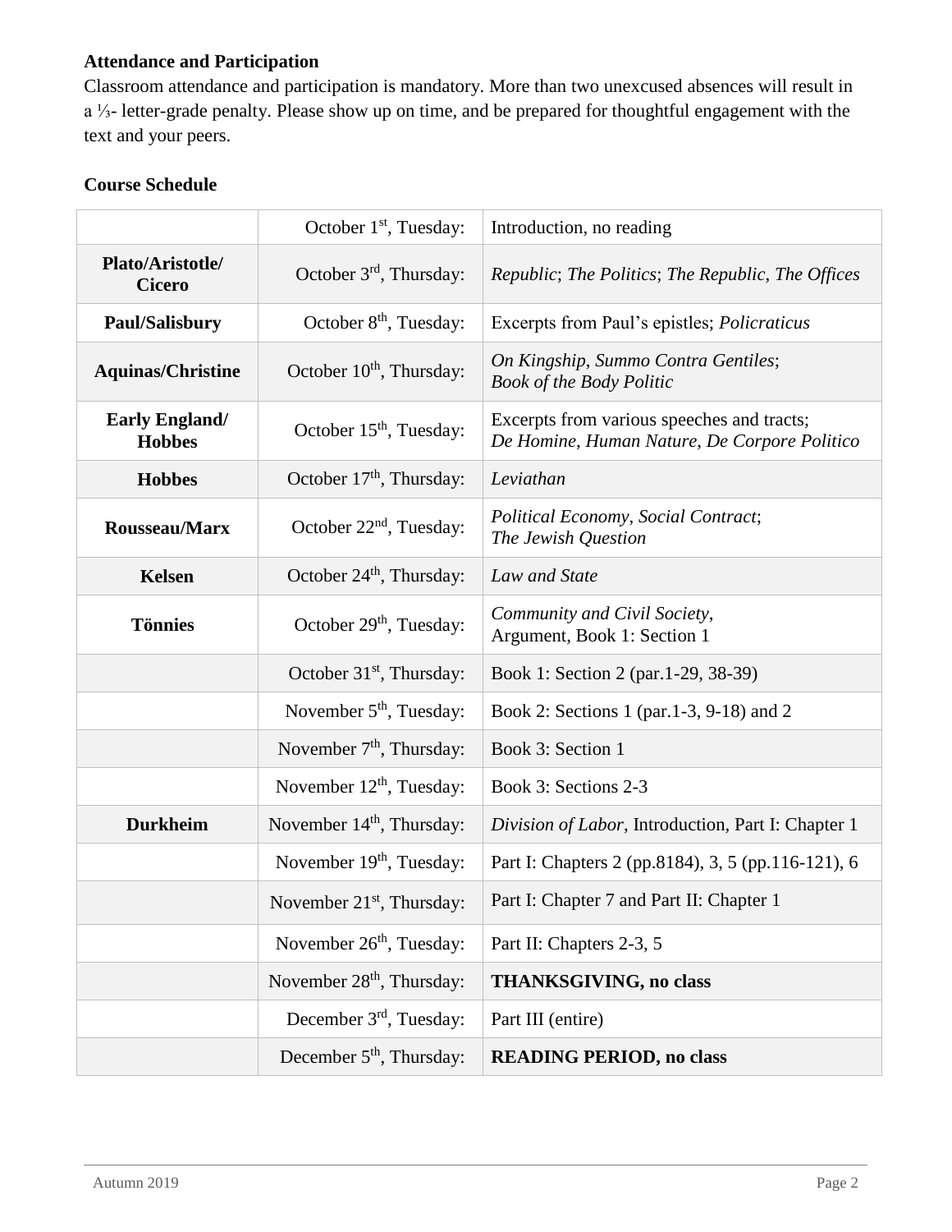**Attendance and Participation**

Classroom attendance and participation is mandatory. More than two unexcused absences will result in a ⅓- letter-grade penalty. Please show up on time, and be prepared for thoughtful engagement with the text and your peers.

**Course Schedule**

| | | |
|---|---|---|
| | October 1st, Tuesday: | Introduction, no reading |
| **Plato/Aristotle/ Cicero** | October 3rd, Thursday: | *Republic*; *The Politics*; *The Republic*, *The Offices* |
| **Paul/Salisbury** | October 8th, Tuesday: | Excerpts from Paul's epistles; *Policraticus* |
| **Aquinas/Christine** | October 10th, Thursday: | *On Kingship*, *Summo Contra Gentiles*; *Book of the Body Politic* |
| **Early England/ Hobbes** | October 15th, Tuesday: | Excerpts from various speeches and tracts; *De Homine*, *Human Nature*, *De Corpore Politico* |
| **Hobbes** | October 17th, Thursday: | *Leviathan* |
| **Rousseau/Marx** | October 22nd, Tuesday: | *Political Economy*, *Social Contract*; *The Jewish Question* |
| **Kelsen** | October 24th, Thursday: | *Law and State* |
| **Tönnies** | October 29th, Tuesday: | *Community and Civil Society*, Argument, Book 1: Section 1 |
| | October 31st, Thursday: | Book 1: Section 2 (par.1-29, 38-39) |
| | November 5th, Tuesday: | Book 2: Sections 1 (par.1-3, 9-18) and 2 |
| | November 7th, Thursday: | Book 3: Section 1 |
| | November 12th, Tuesday: | Book 3: Sections 2-3 |
| **Durkheim** | November 14th, Thursday: | *Division of Labor*, Introduction, Part I: Chapter 1 |
| | November 19th, Tuesday: | Part I: Chapters 2 (pp.8184), 3, 5 (pp.116-121), 6 |
| | November 21st, Thursday: | Part I: Chapter 7 and Part II: Chapter 1 |
| | November 26th, Tuesday: | Part II: Chapters 2-3, 5 |
| | November 28th, Thursday: | **THANKSGIVING, no class** |
| | December 3rd, Tuesday: | Part III (entire) |
| | December 5th, Thursday: | **READING PERIOD, no class** |